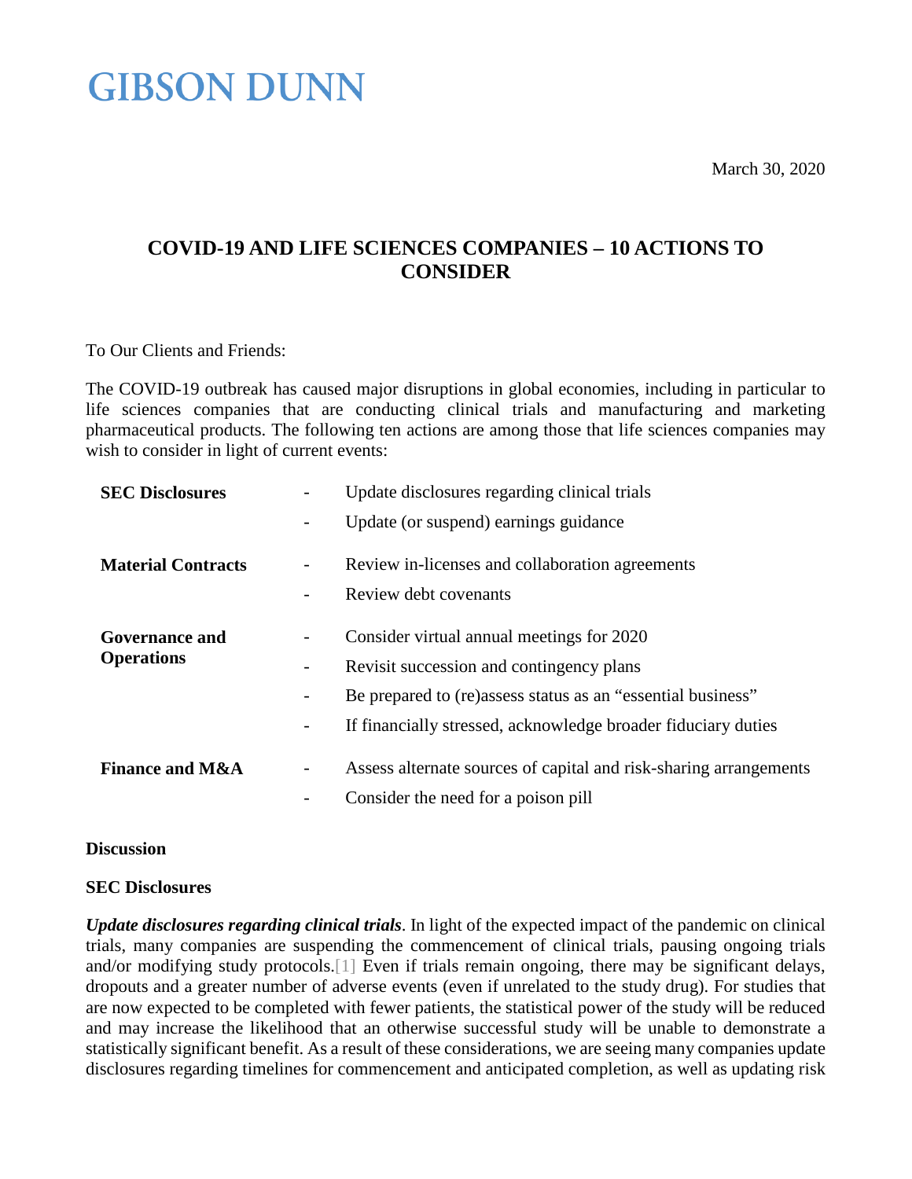# GIBSON DUNN

March 30, 2020

## COVID-19 AND LIFE SCIENCES COMPANIES – 10 ACTIONS TO CONSIDER

To Our Clients and Friends:

The COVID-19 outbreak has caused major disruptions in global economies, including in particular to life sciences companies that are conducting clinical trials and manufacturing and marketing pharmaceutical products. The following ten actions are among those that life sciences companies may wish to consider in light of current events:

| | | |
|---|---|---|
| **SEC Disclosures** | - | Update disclosures regarding clinical trials |
| | - | Update (or suspend) earnings guidance |
| **Material Contracts** | - | Review in-licenses and collaboration agreements |
| | - | Review debt covenants |
| **Governance and Operations** | - | Consider virtual annual meetings for 2020 |
| | - | Revisit succession and contingency plans |
| | - | Be prepared to (re)assess status as an "essential business" |
| | - | If financially stressed, acknowledge broader fiduciary duties |
| **Finance and M&A** | - | Assess alternate sources of capital and risk-sharing arrangements |
| | - | Consider the need for a poison pill |

**Discussion**

**SEC Disclosures**

***Update disclosures regarding clinical trials***. In light of the expected impact of the pandemic on clinical trials, many companies are suspending the commencement of clinical trials, pausing ongoing trials and/or modifying study protocols.[1] Even if trials remain ongoing, there may be significant delays, dropouts and a greater number of adverse events (even if unrelated to the study drug). For studies that are now expected to be completed with fewer patients, the statistical power of the study will be reduced and may increase the likelihood that an otherwise successful study will be unable to demonstrate a statistically significant benefit. As a result of these considerations, we are seeing many companies update disclosures regarding timelines for commencement and anticipated completion, as well as updating risk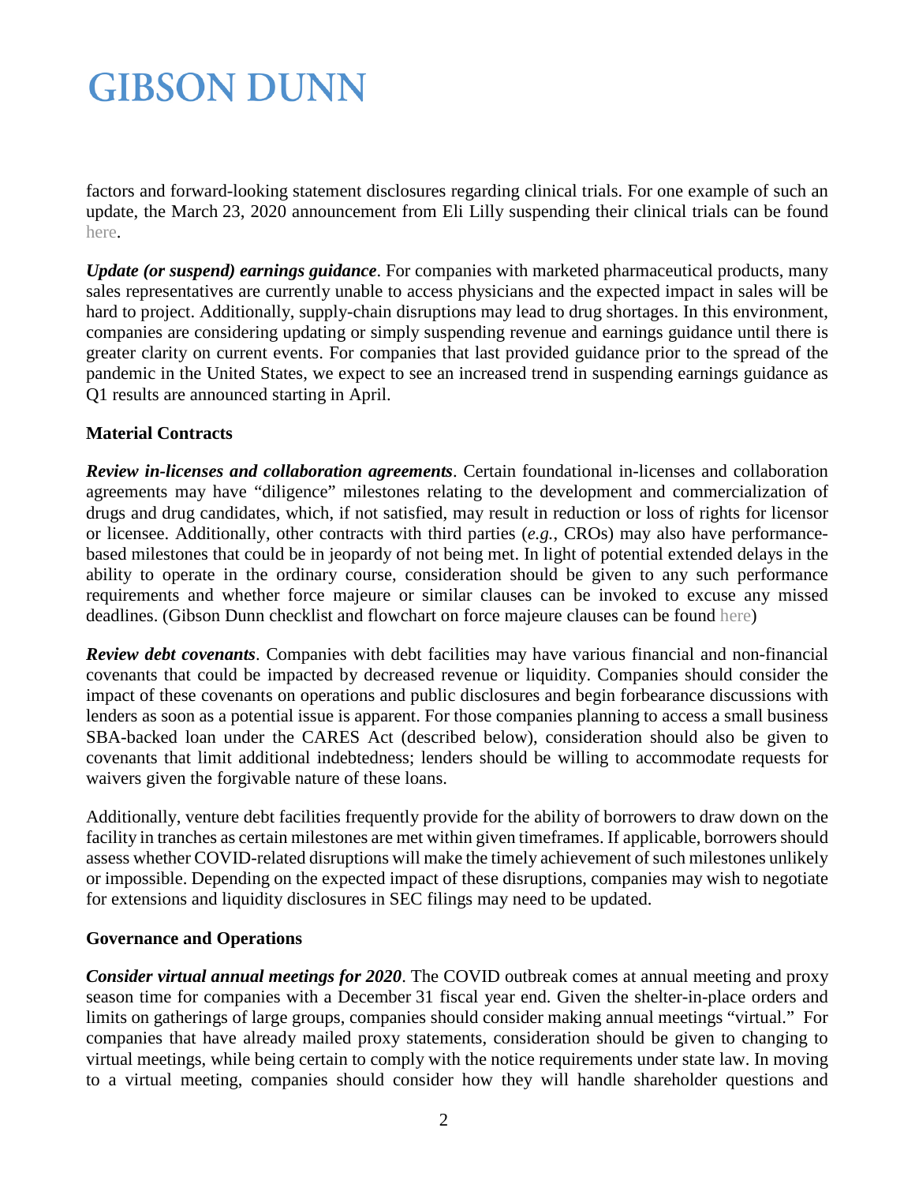factors and forward-looking statement disclosures regarding clinical trials. For one example of such an update, the March 23, 2020 announcement from Eli Lilly suspending their clinical trials can be found here.

***Update (or suspend) earnings guidance***. For companies with marketed pharmaceutical products, many sales representatives are currently unable to access physicians and the expected impact in sales will be hard to project. Additionally, supply-chain disruptions may lead to drug shortages. In this environment, companies are considering updating or simply suspending revenue and earnings guidance until there is greater clarity on current events. For companies that last provided guidance prior to the spread of the pandemic in the United States, we expect to see an increased trend in suspending earnings guidance as Q1 results are announced starting in April.

**Material Contracts**

***Review in-licenses and collaboration agreements***. Certain foundational in-licenses and collaboration agreements may have "diligence" milestones relating to the development and commercialization of drugs and drug candidates, which, if not satisfied, may result in reduction or loss of rights for licensor or licensee. Additionally, other contracts with third parties (*e.g.*, CROs) may also have performance-based milestones that could be in jeopardy of not being met. In light of potential extended delays in the ability to operate in the ordinary course, consideration should be given to any such performance requirements and whether force majeure or similar clauses can be invoked to excuse any missed deadlines. (Gibson Dunn checklist and flowchart on force majeure clauses can be found here)

***Review debt covenants***. Companies with debt facilities may have various financial and non-financial covenants that could be impacted by decreased revenue or liquidity. Companies should consider the impact of these covenants on operations and public disclosures and begin forbearance discussions with lenders as soon as a potential issue is apparent. For those companies planning to access a small business SBA-backed loan under the CARES Act (described below), consideration should also be given to covenants that limit additional indebtedness; lenders should be willing to accommodate requests for waivers given the forgivable nature of these loans.

Additionally, venture debt facilities frequently provide for the ability of borrowers to draw down on the facility in tranches as certain milestones are met within given timeframes. If applicable, borrowers should assess whether COVID-related disruptions will make the timely achievement of such milestones unlikely or impossible. Depending on the expected impact of these disruptions, companies may wish to negotiate for extensions and liquidity disclosures in SEC filings may need to be updated.

**Governance and Operations**

***Consider virtual annual meetings for 2020***. The COVID outbreak comes at annual meeting and proxy season time for companies with a December 31 fiscal year end. Given the shelter-in-place orders and limits on gatherings of large groups, companies should consider making annual meetings "virtual." For companies that have already mailed proxy statements, consideration should be given to changing to virtual meetings, while being certain to comply with the notice requirements under state law. In moving to a virtual meeting, companies should consider how they will handle shareholder questions and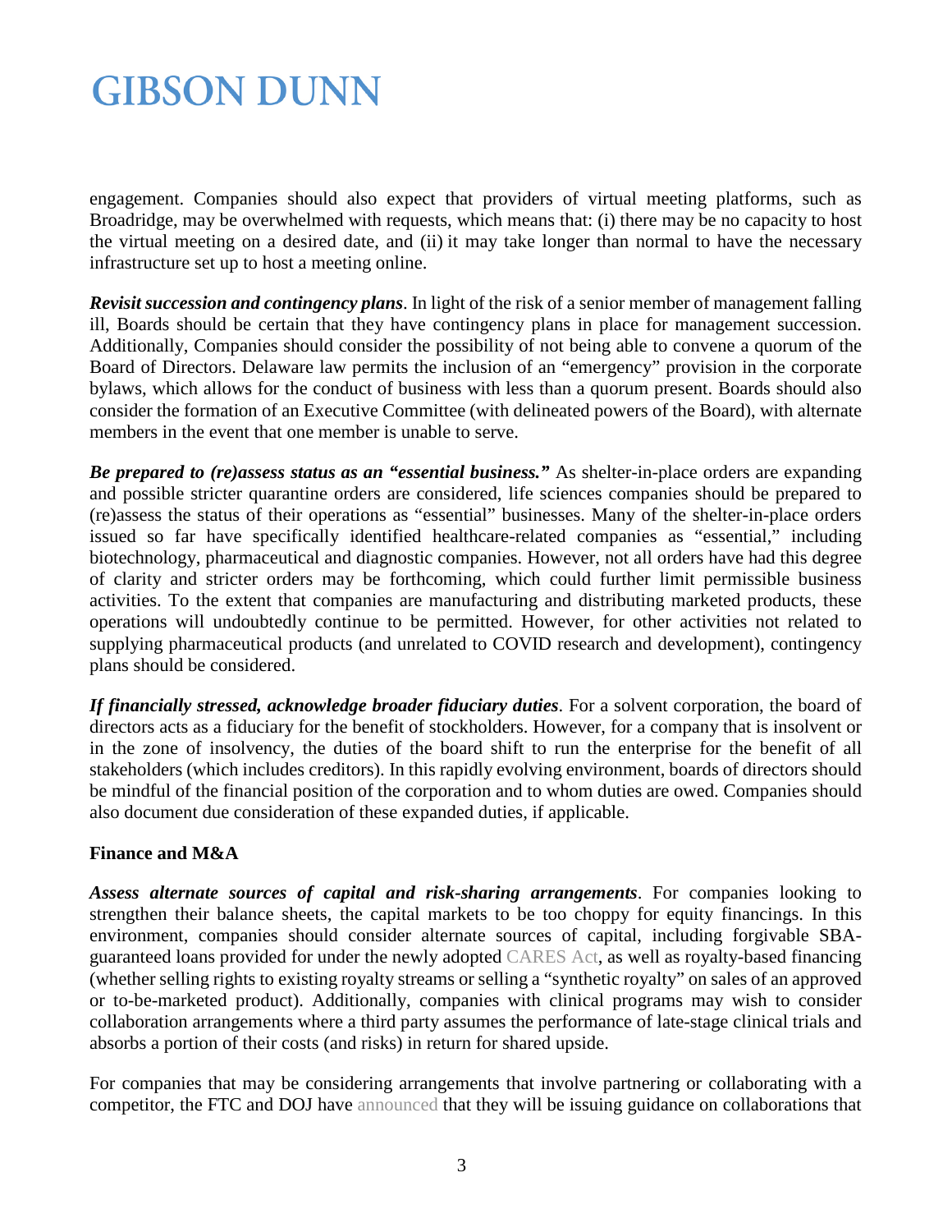engagement. Companies should also expect that providers of virtual meeting platforms, such as Broadridge, may be overwhelmed with requests, which means that: (i) there may be no capacity to host the virtual meeting on a desired date, and (ii) it may take longer than normal to have the necessary infrastructure set up to host a meeting online.

***Revisit succession and contingency plans***. In light of the risk of a senior member of management falling ill, Boards should be certain that they have contingency plans in place for management succession. Additionally, Companies should consider the possibility of not being able to convene a quorum of the Board of Directors. Delaware law permits the inclusion of an "emergency" provision in the corporate bylaws, which allows for the conduct of business with less than a quorum present. Boards should also consider the formation of an Executive Committee (with delineated powers of the Board), with alternate members in the event that one member is unable to serve.

***Be prepared to (re)assess status as an "essential business."*** As shelter-in-place orders are expanding and possible stricter quarantine orders are considered, life sciences companies should be prepared to (re)assess the status of their operations as "essential" businesses. Many of the shelter-in-place orders issued so far have specifically identified healthcare-related companies as "essential," including biotechnology, pharmaceutical and diagnostic companies. However, not all orders have had this degree of clarity and stricter orders may be forthcoming, which could further limit permissible business activities. To the extent that companies are manufacturing and distributing marketed products, these operations will undoubtedly continue to be permitted. However, for other activities not related to supplying pharmaceutical products (and unrelated to COVID research and development), contingency plans should be considered.

***If financially stressed, acknowledge broader fiduciary duties***. For a solvent corporation, the board of directors acts as a fiduciary for the benefit of stockholders. However, for a company that is insolvent or in the zone of insolvency, the duties of the board shift to run the enterprise for the benefit of all stakeholders (which includes creditors). In this rapidly evolving environment, boards of directors should be mindful of the financial position of the corporation and to whom duties are owed. Companies should also document due consideration of these expanded duties, if applicable.

**Finance and M&A**

***Assess alternate sources of capital and risk-sharing arrangements***. For companies looking to strengthen their balance sheets, the capital markets to be too choppy for equity financings. In this environment, companies should consider alternate sources of capital, including forgivable SBA-guaranteed loans provided for under the newly adopted CARES Act, as well as royalty-based financing (whether selling rights to existing royalty streams or selling a "synthetic royalty" on sales of an approved or to-be-marketed product). Additionally, companies with clinical programs may wish to consider collaboration arrangements where a third party assumes the performance of late-stage clinical trials and absorbs a portion of their costs (and risks) in return for shared upside.

For companies that may be considering arrangements that involve partnering or collaborating with a competitor, the FTC and DOJ have announced that they will be issuing guidance on collaborations that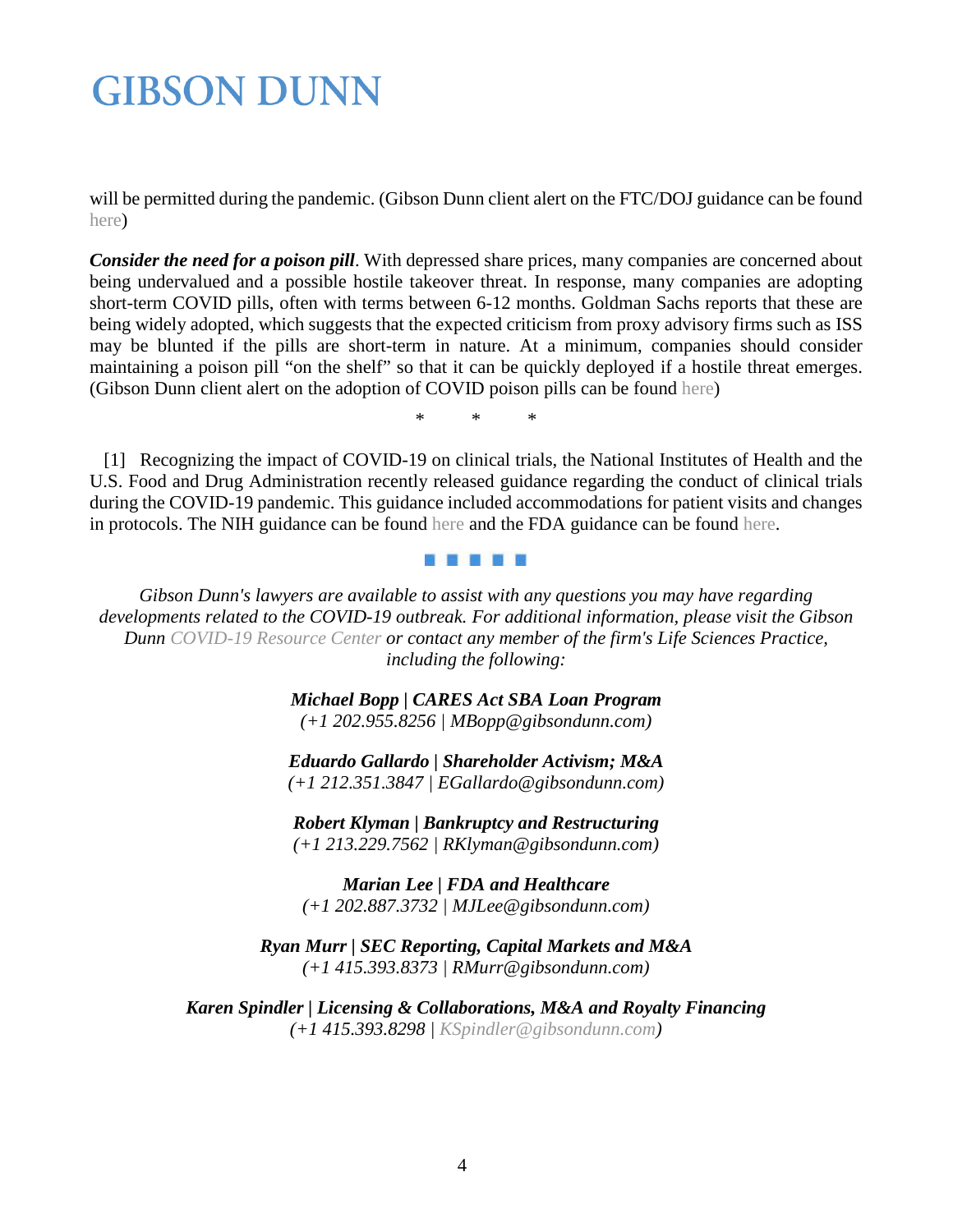will be permitted during the pandemic. (Gibson Dunn client alert on the FTC/DOJ guidance can be found here)

***Consider the need for a poison pill***. With depressed share prices, many companies are concerned about being undervalued and a possible hostile takeover threat. In response, many companies are adopting short-term COVID pills, often with terms between 6-12 months. Goldman Sachs reports that these are being widely adopted, which suggests that the expected criticism from proxy advisory firms such as ISS may be blunted if the pills are short-term in nature. At a minimum, companies should consider maintaining a poison pill "on the shelf" so that it can be quickly deployed if a hostile threat emerges. (Gibson Dunn client alert on the adoption of COVID poison pills can be found here)

\* \* \*

[1] Recognizing the impact of COVID-19 on clinical trials, the National Institutes of Health and the U.S. Food and Drug Administration recently released guidance regarding the conduct of clinical trials during the COVID-19 pandemic. This guidance included accommodations for patient visits and changes in protocols. The NIH guidance can be found here and the FDA guidance can be found here.

---

*Gibson Dunn's lawyers are available to assist with any questions you may have regarding developments related to the COVID-19 outbreak. For additional information, please visit the Gibson Dunn COVID-19 Resource Center or contact any member of the firm's Life Sciences Practice, including the following:*

***Michael Bopp | CARES Act SBA Loan Program***
*(+1 202.955.8256 | MBopp@gibsondunn.com)*

***Eduardo Gallardo | Shareholder Activism; M&A***
*(+1 212.351.3847 | EGallardo@gibsondunn.com)*

***Robert Klyman | Bankruptcy and Restructuring***
*(+1 213.229.7562 | RKlyman@gibsondunn.com)*

***Marian Lee | FDA and Healthcare***
*(+1 202.887.3732 | MJLee@gibsondunn.com)*

***Ryan Murr | SEC Reporting, Capital Markets and M&A***
*(+1 415.393.8373 | RMurr@gibsondunn.com)*

***Karen Spindler | Licensing & Collaborations, M&A and Royalty Financing***
*(+1 415.393.8298 | KSpindler@gibsondunn.com)*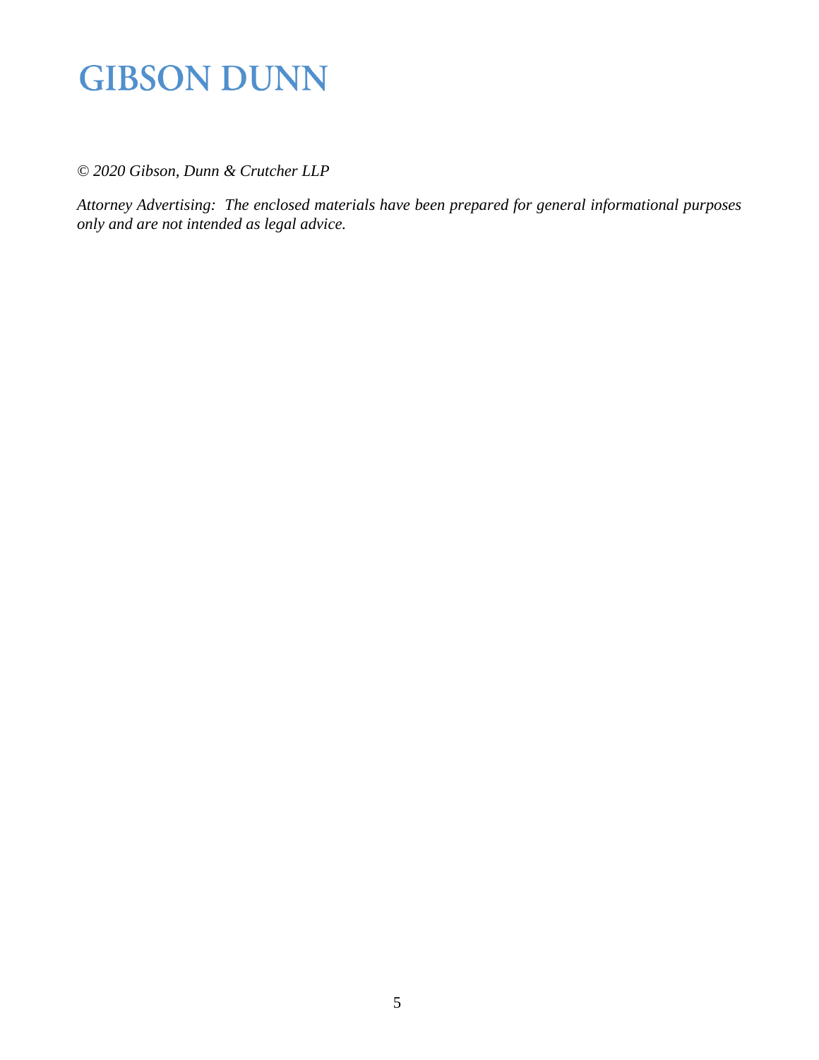# GIBSON DUNN

*© 2020 Gibson, Dunn & Crutcher LLP*

*Attorney Advertising: The enclosed materials have been prepared for general informational purposes only and are not intended as legal advice.*